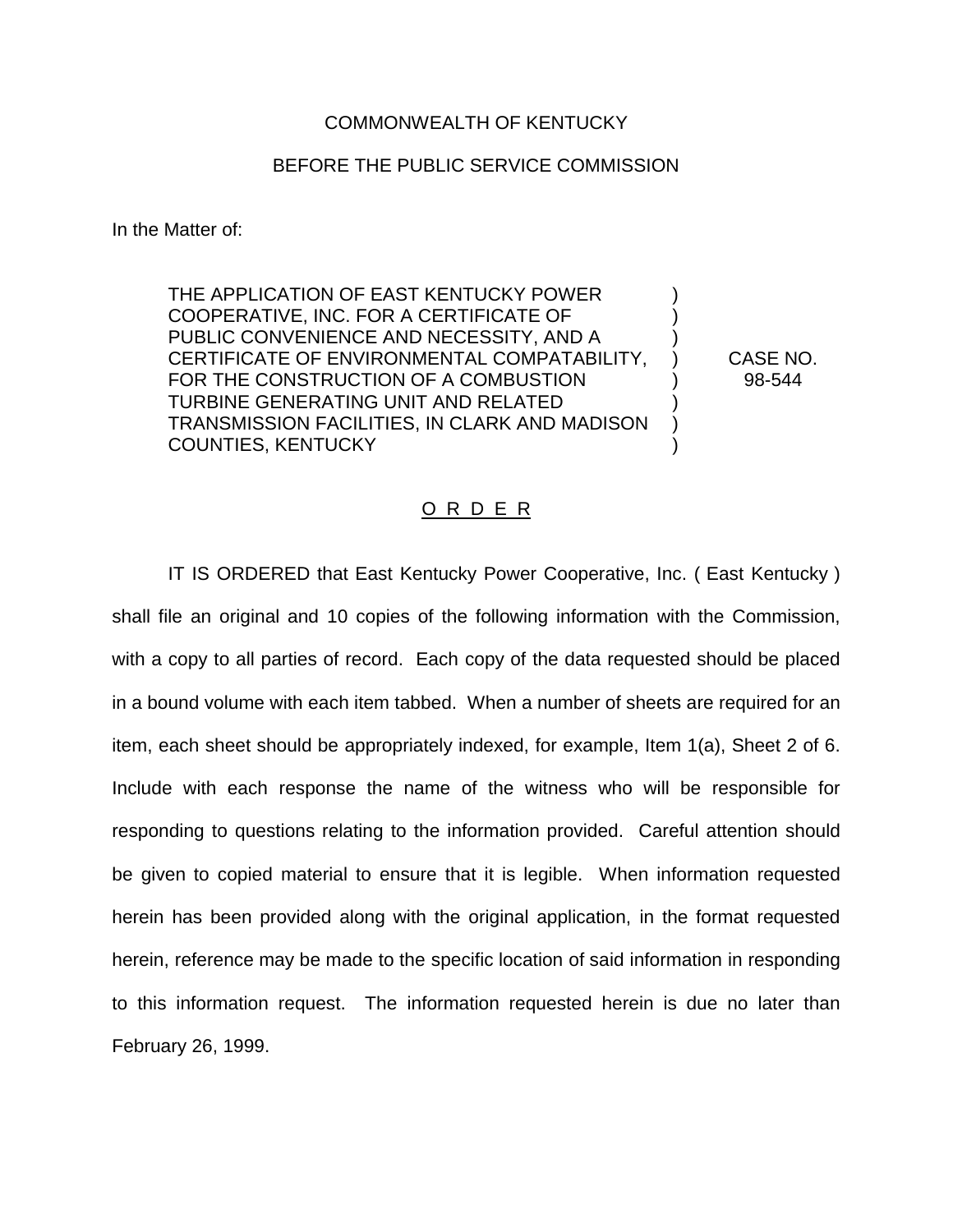COMMONWEALTH OF KENTUCKY

BEFORE THE PUBLIC SERVICE COMMISSION

In the Matter of:

| | | |
|---|---|---|
| THE APPLICATION OF EAST KENTUCKY POWER COOPERATIVE, INC. FOR A CERTIFICATE OF PUBLIC CONVENIENCE AND NECESSITY, AND A CERTIFICATE OF ENVIRONMENTAL COMPATABILITY, FOR THE CONSTRUCTION OF A COMBUSTION TURBINE GENERATING UNIT AND RELATED TRANSMISSION FACILITIES, IN CLARK AND MADISON COUNTIES, KENTUCKY | ) | CASE NO. 98-544 |

## O R D E R

IT IS ORDERED that East Kentucky Power Cooperative, Inc. ( East Kentucky ) shall file an original and 10 copies of the following information with the Commission, with a copy to all parties of record. Each copy of the data requested should be placed in a bound volume with each item tabbed. When a number of sheets are required for an item, each sheet should be appropriately indexed, for example, Item 1(a), Sheet 2 of 6. Include with each response the name of the witness who will be responsible for responding to questions relating to the information provided. Careful attention should be given to copied material to ensure that it is legible. When information requested herein has been provided along with the original application, in the format requested herein, reference may be made to the specific location of said information in responding to this information request. The information requested herein is due no later than February 26, 1999.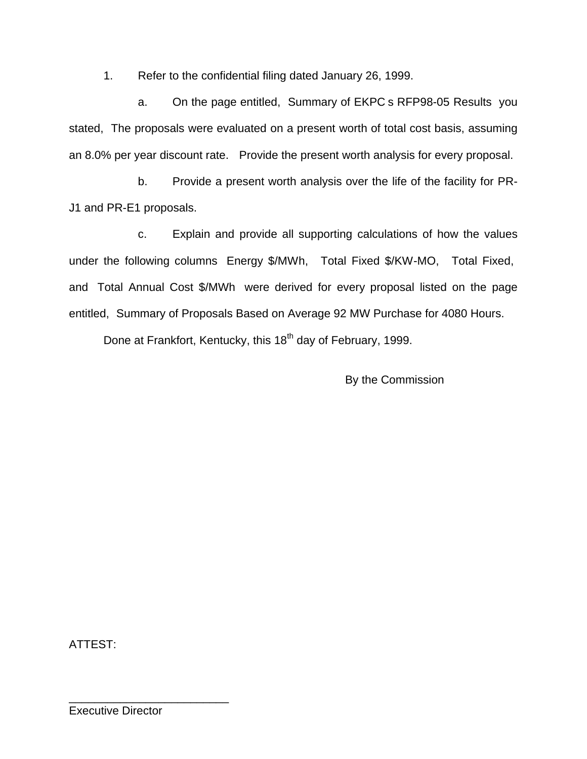1. Refer to the confidential filing dated January 26, 1999.

   a. On the page entitled, Summary of EKPC s RFP98-05 Results you stated, The proposals were evaluated on a present worth of total cost basis, assuming an 8.0% per year discount rate. Provide the present worth analysis for every proposal.

   b. Provide a present worth analysis over the life of the facility for PR-J1 and PR-E1 proposals.

   c. Explain and provide all supporting calculations of how the values under the following columns Energy $/MWh, Total Fixed $/KW-MO, Total Fixed, and Total Annual Cost $/MWh were derived for every proposal listed on the page entitled, Summary of Proposals Based on Average 92 MW Purchase for 4080 Hours.

Done at Frankfort, Kentucky, this 18th day of February, 1999.

By the Commission

ATTEST:

_________________________
Executive Director